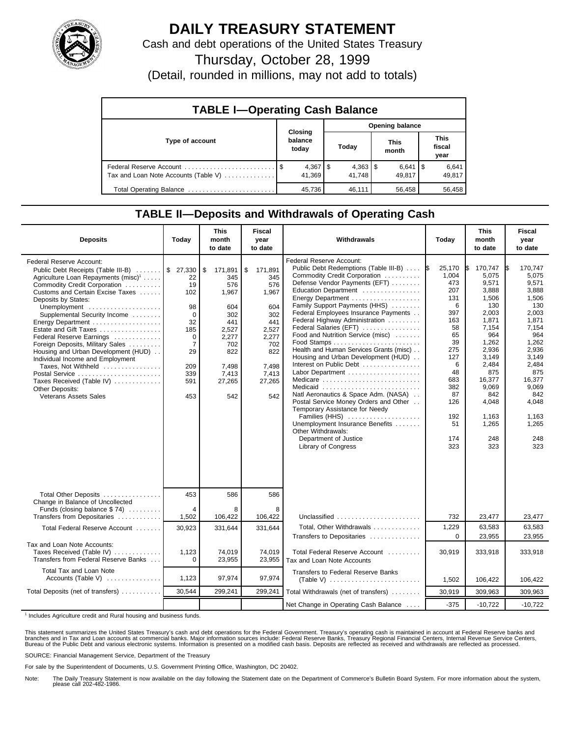# DAILY TREASURY STATEMENT

Cash and debt operations of the United States Treasury

Thursday, October 28, 1999

(Detail, rounded in millions, may not add to totals)

## TABLE I—Operating Cash Balance

| Type of account | Closing balance today | Opening balance Today | This month | This fiscal year |
|---|---|---|---|---|
| Federal Reserve Account | $ 4,367 | $ 4,363 | $ 6,641 | $ 6,641 |
| Tax and Loan Note Accounts (Table V) | 41,369 | 41,748 | 49,817 | 49,817 |
| Total Operating Balance | 45,736 | 46,111 | 56,458 | 56,458 |

## TABLE II—Deposits and Withdrawals of Operating Cash

| Deposits | Today | This month to date | Fiscal year to date |
|---|---|---|---|
| Federal Reserve Account: | | | |
| Public Debt Receipts (Table III-B) | $ 27,330 | $ 171,891 | $ 171,891 |
| Agriculture Loan Repayments (misc)[1] | 22 | 345 | 345 |
| Commodity Credit Corporation | 19 | 576 | 576 |
| Customs and Certain Excise Taxes | 102 | 1,967 | 1,967 |
| Deposits by States: | | | |
| Unemployment | 98 | 604 | 604 |
| Supplemental Security Income | 0 | 302 | 302 |
| Energy Department | 32 | 441 | 441 |
| Estate and Gift Taxes | 185 | 2,527 | 2,527 |
| Federal Reserve Earnings | 0 | 2,277 | 2,277 |
| Foreign Deposits, Military Sales | 7 | 702 | 702 |
| Housing and Urban Development (HUD) | 29 | 822 | 822 |
| Individual Income and Employment Taxes, Not Withheld | 209 | 7,498 | 7,498 |
| Postal Service | 339 | 7,413 | 7,413 |
| Taxes Received (Table IV) | 591 | 27,265 | 27,265 |
| Other Deposits: | | | |
| Veterans Assets Sales | 453 | 542 | 542 |
| Total Other Deposits | 453 | 586 | 586 |
| Change in Balance of Uncollected Funds (closing balance $ 74) | 4 | 8 | 8 |
| Transfers from Depositaries | 1,502 | 106,422 | 106,422 |
| Total Federal Reserve Account | 30,923 | 331,644 | 331,644 |
| Tax and Loan Note Accounts: | | | |
| Taxes Received (Table IV) | 1,123 | 74,019 | 74,019 |
| Transfers from Federal Reserve Banks | 0 | 23,955 | 23,955 |
| Total Tax and Loan Note Accounts (Table V) | 1,123 | 97,974 | 97,974 |
| Total Deposits (net of transfers) | 30,544 | 299,241 | 299,241 |

| Withdrawals | Today | This month to date | Fiscal year to date |
|---|---|---|---|
| Federal Reserve Account: | | | |
| Public Debt Redemptions (Table III-B) | $ 25,170 | $ 170,747 | $ 170,747 |
| Commodity Credit Corporation | 1,004 | 5,075 | 5,075 |
| Defense Vendor Payments (EFT) | 473 | 9,571 | 9,571 |
| Education Department | 207 | 3,888 | 3,888 |
| Energy Department | 131 | 1,506 | 1,506 |
| Family Support Payments (HHS) | 6 | 130 | 130 |
| Federal Employees Insurance Payments | 397 | 2,003 | 2,003 |
| Federal Highway Administration | 163 | 1,871 | 1,871 |
| Federal Salaries (EFT) | 58 | 7,154 | 7,154 |
| Food and Nutrition Service (misc) | 65 | 964 | 964 |
| Food Stamps | 39 | 1,262 | 1,262 |
| Health and Human Services Grants (misc) | 275 | 2,936 | 2,936 |
| Housing and Urban Development (HUD) | 127 | 3,149 | 3,149 |
| Interest on Public Debt | 6 | 2,484 | 2,484 |
| Labor Department | 48 | 875 | 875 |
| Medicare | 683 | 16,377 | 16,377 |
| Medicaid | 382 | 9,069 | 9,069 |
| Natl Aeronautics & Space Adm. (NASA) | 87 | 842 | 842 |
| Postal Service Money Orders and Other | 126 | 4,048 | 4,048 |
| Temporary Assistance for Needy Families (HHS) | 192 | 1,163 | 1,163 |
| Unemployment Insurance Benefits | 51 | 1,265 | 1,265 |
| Other Withdrawals: | | | |
| Department of Justice | 174 | 248 | 248 |
| Library of Congress | 323 | 323 | 323 |
| Unclassified | 732 | 23,477 | 23,477 |
| Total, Other Withdrawals | 1,229 | 63,583 | 63,583 |
| Transfers to Depositaries | 0 | 23,955 | 23,955 |
| Total Federal Reserve Account | 30,919 | 333,918 | 333,918 |
| Tax and Loan Note Accounts | | | |
| Transfers to Federal Reserve Banks (Table V) | 1,502 | 106,422 | 106,422 |
| Total Withdrawals (net of transfers) | 30,919 | 309,963 | 309,963 |
| Net Change in Operating Cash Balance | -375 | -10,722 | -10,722 |

[1] Includes Agriculture credit and Rural housing and business funds.

This statement summarizes the United States Treasury's cash and debt operations for the Federal Government. Treasury's operating cash is maintained in account at Federal Reserve banks and branches and in Tax and Loan accounts at commercial banks. Major information sources include: Federal Reserve Banks, Treasury Regional Financial Centers, Internal Revenue Service Centers, Bureau of the Public Debt and various electronic systems. Information is presented on a modified cash basis. Deposits are reflected as received and withdrawals are reflected as processed.

SOURCE: Financial Management Service, Department of the Treasury

For sale by the Superintendent of Documents, U.S. Government Printing Office, Washington, DC 20402.

Note: The Daily Treasury Statement is now available on the day following the Statement date on the Department of Commerce's Bulletin Board System. For more information about the system, please call 202-482-1986.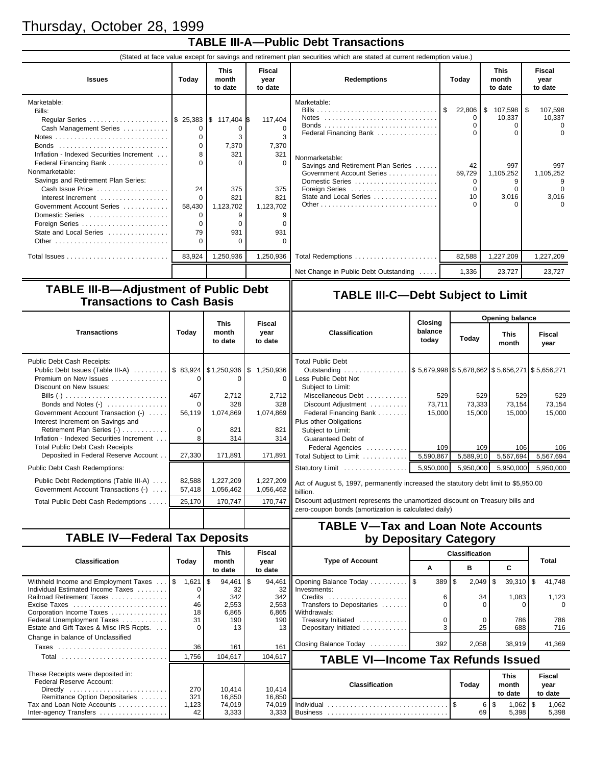Thursday, October 28, 1999

## TABLE III-A—Public Debt Transactions

(Stated at face value except for savings and retirement plan securities which are stated at current redemption value.)

| Issues | Today | This month to date | Fiscal year to date |
|---|---|---|---|
| Marketable: | | | |
| Bills: | | | |
| Regular Series | $ 25,383 | $ 117,404 | $ 117,404 |
| Cash Management Series | 0 | 0 | 0 |
| Notes | 0 | 3 | 3 |
| Bonds | 0 | 7,370 | 7,370 |
| Inflation - Indexed Securities Increment | 8 | 321 | 321 |
| Federal Financing Bank | 0 | 0 | 0 |
| Nonmarketable: | | | |
| Savings and Retirement Plan Series: | | | |
| Cash Issue Price | 24 | 375 | 375 |
| Interest Increment | 0 | 821 | 821 |
| Government Account Series | 58,430 | 1,123,702 | 1,123,702 |
| Domestic Series | 0 | 9 | 9 |
| Foreign Series | 0 | 0 | 0 |
| State and Local Series | 79 | 931 | 931 |
| Other | 0 | 0 | 0 |
| Total Issues | 83,924 | 1,250,936 | 1,250,936 |

| Redemptions | Today | This month to date | Fiscal year to date |
|---|---|---|---|
| Marketable: | | | |
| Bills | $ 22,806 | $ 107,598 | $ 107,598 |
| Notes | 0 | 10,337 | 10,337 |
| Bonds | 0 | 0 | 0 |
| Federal Financing Bank | 0 | 0 | 0 |
| Nonmarketable: | | | |
| Savings and Retirement Plan Series | 42 | 997 | 997 |
| Government Account Series | 59,729 | 1,105,252 | 1,105,252 |
| Domestic Series | 0 | 9 | 9 |
| Foreign Series | 0 | 0 | 0 |
| State and Local Series | 10 | 3,016 | 3,016 |
| Other | 0 | 0 | 0 |
| Total Redemptions | 82,588 | 1,227,209 | 1,227,209 |
| Net Change in Public Debt Outstanding | 1,336 | 23,727 | 23,727 |

## TABLE III-B—Adjustment of Public Debt Transactions to Cash Basis

| Transactions | Today | This month to date | Fiscal year to date |
|---|---|---|---|
| Public Debt Cash Receipts: | | | |
| Public Debt Issues (Table III-A) | $ 83,924 | $1,250,936 | $ 1,250,936 |
| Premium on New Issues | 0 | 0 | 0 |
| Discount on New Issues: | | | |
| Bills (-) | 467 | 2,712 | 2,712 |
| Bonds and Notes (-) | 0 | 328 | 328 |
| Government Account Transaction (-) | 56,119 | 1,074,869 | 1,074,869 |
| Interest Increment on Savings and Retirement Plan Series (-) | 0 | 821 | 821 |
| Inflation - Indexed Securities Increment | 8 | 314 | 314 |
| Total Public Debt Cash Receipts Deposited in Federal Reserve Account | 27,330 | 171,891 | 171,891 |
| Public Debt Cash Redemptions: | | | |
| Public Debt Redemptions (Table III-A) | 82,588 | 1,227,209 | 1,227,209 |
| Government Account Transactions (-) | 57,418 | 1,056,462 | 1,056,462 |
| Total Public Debt Cash Redemptions | 25,170 | 170,747 | 170,747 |

## TABLE III-C—Debt Subject to Limit

| Classification | Closing balance today | Opening balance Today | Opening balance This month | Opening balance Fiscal year |
|---|---|---|---|---|
| Total Public Debt Outstanding | $ 5,679,998 | $ 5,678,662 | $ 5,656,271 | $ 5,656,271 |
| Less Public Debt Not Subject to Limit: | | | | |
| Miscellaneous Debt | 529 | 529 | 529 | 529 |
| Discount Adjustment | 73,711 | 73,333 | 73,154 | 73,154 |
| Federal Financing Bank | 15,000 | 15,000 | 15,000 | 15,000 |
| Plus other Obligations Subject to Limit: | | | | |
| Guaranteed Debt of Federal Agencies | 109 | 109 | 106 | 106 |
| Total Subject to Limit | 5,590,867 | 5,589,910 | 5,567,694 | 5,567,694 |
| Statutory Limit | 5,950,000 | 5,950,000 | 5,950,000 | 5,950,000 |

Act of August 5, 1997, permanently increased the statutory debt limit to $5,950.00 billion.

Discount adjustment represents the unamortized discount on Treasury bills and zero-coupon bonds (amortization is calculated daily)

## TABLE IV—Federal Tax Deposits

| Classification | Today | This month to date | Fiscal year to date |
|---|---|---|---|
| Withheld Income and Employment Taxes | $ 1,621 | $ 94,461 | $ 94,461 |
| Individual Estimated Income Taxes | 0 | 32 | 32 |
| Railroad Retirement Taxes | 4 | 342 | 342 |
| Excise Taxes | 46 | 2,553 | 2,553 |
| Corporation Income Taxes | 18 | 6,865 | 6,865 |
| Federal Unemployment Taxes | 31 | 190 | 190 |
| Estate and Gift Taxes & Misc IRS Rcpts. | 0 | 13 | 13 |
| Change in balance of Unclassified Taxes | 36 | 161 | 161 |
| Total | 1,756 | 104,617 | 104,617 |
| These Receipts were deposited in: | | | |
| Federal Reserve Account: | | | |
| Directly | 270 | 10,414 | 10,414 |
| Remittance Option Depositaries | 321 | 16,850 | 16,850 |
| Tax and Loan Note Accounts | 1,123 | 74,019 | 74,019 |
| Inter-agency Transfers | 42 | 3,333 | 3,333 |

## TABLE V—Tax and Loan Note Accounts by Depositary Category

| Type of Account | Classification A | Classification B | Classification C | Total |
|---|---|---|---|---|
| Opening Balance Today | $ 389 | $ 2,049 | $ 39,310 | $ 41,748 |
| Investments: | | | | |
| Credits | 6 | 34 | 1,083 | 1,123 |
| Transfers to Depositaries | 0 | 0 | 0 | 0 |
| Withdrawals: | | | | |
| Treasury Initiated | 0 | 0 | 786 | 786 |
| Depositary Initiated | 3 | 25 | 688 | 716 |
| Closing Balance Today | 392 | 2,058 | 38,919 | 41,369 |

## TABLE VI—Income Tax Refunds Issued

| Classification | Today | This month to date | Fiscal year to date |
|---|---|---|---|
| Individual | $ 6 | $ 1,062 | $ 1,062 |
| Business | 69 | 5,398 | 5,398 |